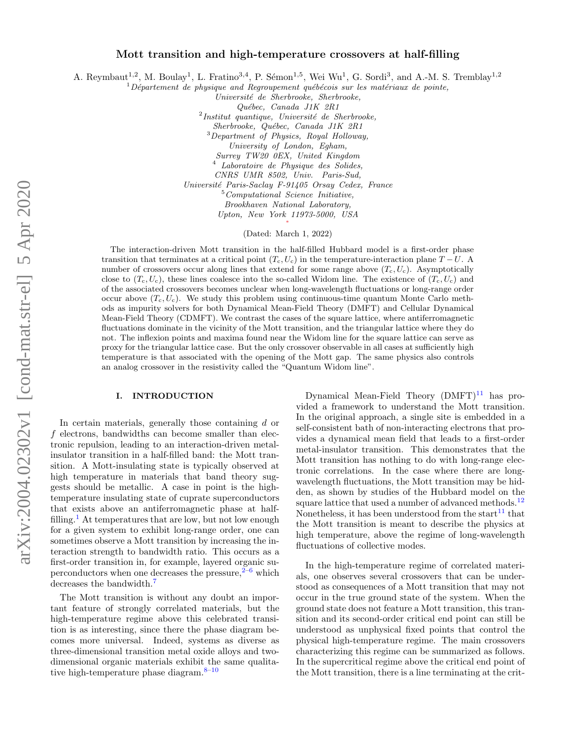# Mott transition and high-temperature crossovers at half-filling

A. Reymbaut[1,2], M. Boulay[1], L. Fratino[3,4], P. Sémon[1,5], Wei Wu[1], G. Sordi[3], and A.-M. S. Tremblay[1,2]

[1] *Département de physique and Regroupement québécois sur les matériaux de pointe, Université de Sherbrooke, Sherbrooke, Québec, Canada J1K 2R1*

[2] *Institut quantique, Université de Sherbrooke, Sherbrooke, Québec, Canada J1K 2R1*

[3] *Department of Physics, Royal Holloway, University of London, Egham, Surrey TW20 0EX, United Kingdom*

[4] *Laboratoire de Physique des Solides, CNRS UMR 8502, Univ. Paris-Sud, Université Paris-Saclay F-91405 Orsay Cedex, France*

[5] *Computational Science Initiative, Brookhaven National Laboratory, Upton, New York 11973-5000, USA*

(Dated: March 1, 2022)

The interaction-driven Mott transition in the half-filled Hubbard model is a first-order phase transition that terminates at a critical point $(T_{\rm c}, U_{\rm c})$ in the temperature-interaction plane $T-U$. A number of crossovers occur along lines that extend for some range above $(T_{\rm c}, U_{\rm c})$. Asymptotically close to $(T_{\rm c}, U_{\rm c})$, these lines coalesce into the so-called Widom line. The existence of $(T_{\rm c}, U_{\rm c})$ and of the associated crossovers becomes unclear when long-wavelength fluctuations or long-range order occur above $(T_{\rm c}, U_{\rm c})$. We study this problem using continuous-time quantum Monte Carlo methods as impurity solvers for both Dynamical Mean-Field Theory (DMFT) and Cellular Dynamical Mean-Field Theory (CDMFT). We contrast the cases of the square lattice, where antiferromagnetic fluctuations dominate in the vicinity of the Mott transition, and the triangular lattice where they do not. The inflexion points and maxima found near the Widom line for the square lattice can serve as proxy for the triangular lattice case. But the only crossover observable in all cases at sufficiently high temperature is that associated with the opening of the Mott gap. The same physics also controls an analog crossover in the resistivity called the "Quantum Widom line".

## I. INTRODUCTION

In certain materials, generally those containing $d$ or $f$ electrons, bandwidths can become smaller than electronic repulsion, leading to an interaction-driven metal-insulator transition in a half-filled band: the Mott transition. A Mott-insulating state is typically observed at high temperature in materials that band theory suggests should be metallic. A case in point is the high-temperature insulating state of cuprate superconductors that exists above an antiferromagnetic phase at half-filling.[1] At temperatures that are low, but not low enough for a given system to exhibit long-range order, one can sometimes observe a Mott transition by increasing the interaction strength to bandwidth ratio. This occurs as a first-order transition in, for example, layered organic superconductors when one decreases the pressure,[2–6] which decreases the bandwidth.[7]

The Mott transition is without any doubt an important feature of strongly correlated materials, but the high-temperature regime above this celebrated transition is as interesting, since there the phase diagram becomes more universal. Indeed, systems as diverse as three-dimensional transition metal oxide alloys and two-dimensional organic materials exhibit the same qualitative high-temperature phase diagram.[8–10]

Dynamical Mean-Field Theory (DMFT)[11] has provided a framework to understand the Mott transition. In the original approach, a single site is embedded in a self-consistent bath of non-interacting electrons that provides a dynamical mean field that leads to a first-order metal-insulator transition. This demonstrates that the Mott transition has nothing to do with long-range electronic correlations. In the case where there are long-wavelength fluctuations, the Mott transition may be hidden, as shown by studies of the Hubbard model on the square lattice that used a number of advanced methods.[12] Nonetheless, it has been understood from the start[11] that the Mott transition is meant to describe the physics at high temperature, above the regime of long-wavelength fluctuations of collective modes.

In the high-temperature regime of correlated materials, one observes several crossovers that can be understood as consequences of a Mott transition that may not occur in the true ground state of the system. When the ground state does not feature a Mott transition, this transition and its second-order critical end point can still be understood as unphysical fixed points that control the physical high-temperature regime. The main crossovers characterizing this regime can be summarized as follows. In the supercritical regime above the critical end point of the Mott transition, there is a line terminating at the crit-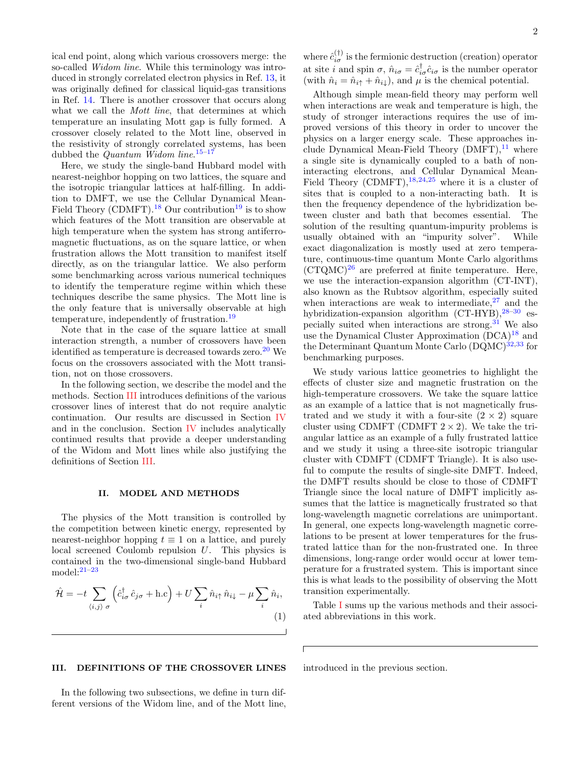ical end point, along which various crossovers merge: the so-called *Widom line*. While this terminology was introduced in strongly correlated electron physics in Ref. 13, it was originally defined for classical liquid-gas transitions in Ref. 14. There is another crossover that occurs along what we call the *Mott line*, that determines at which temperature an insulating Mott gap is fully formed. A crossover closely related to the Mott line, observed in the resistivity of strongly correlated systems, has been dubbed the *Quantum Widom line*.[15–17]

Here, we study the single-band Hubbard model with nearest-neighbor hopping on two lattices, the square and the isotropic triangular lattices at half-filling. In addition to DMFT, we use the Cellular Dynamical Mean-Field Theory (CDMFT).[18] Our contribution[19] is to show which features of the Mott transition are observable at high temperature when the system has strong antiferromagnetic fluctuations, as on the square lattice, or when frustration allows the Mott transition to manifest itself directly, as on the triangular lattice. We also perform some benchmarking across various numerical techniques to identify the temperature regime within which these techniques describe the same physics. The Mott line is the only feature that is universally observable at high temperature, independently of frustration.[19]

Note that in the case of the square lattice at small interaction strength, a number of crossovers have been identified as temperature is decreased towards zero.[20] We focus on the crossovers associated with the Mott transition, not on those crossovers.

In the following section, we describe the model and the methods. Section III introduces definitions of the various crossover lines of interest that do not require analytic continuation. Our results are discussed in Section IV and in the conclusion. Section IV includes analytically continued results that provide a deeper understanding of the Widom and Mott lines while also justifying the definitions of Section III.

## II. MODEL AND METHODS

The physics of the Mott transition is controlled by the competition between kinetic energy, represented by nearest-neighbor hopping $t \equiv 1$ on a lattice, and purely local screened Coulomb repulsion $U$. This physics is contained in the two-dimensional single-band Hubbard model:[21–23]

$$\hat{\mathcal{H}} = -t \sum_{\langle i,j \rangle} \sum_{\sigma} \left( \hat{c}^{\dagger}_{i\sigma} \hat{c}_{j\sigma} + \text{h.c} \right) + U \sum_{i} \hat{n}_{i\uparrow} \hat{n}_{i\downarrow} - \mu \sum_{i} \hat{n}_{i}, \tag{1}$$

where $\hat{c}^{(\dagger)}_{i\sigma}$ is the fermionic destruction (creation) operator at site $i$ and spin $\sigma$, $\hat{n}_{i\sigma} = \hat{c}^{\dagger}_{i\sigma}\hat{c}_{i\sigma}$ is the number operator (with $\hat{n}_i = \hat{n}_{i\uparrow} + \hat{n}_{i\downarrow}$), and $\mu$ is the chemical potential.

Although simple mean-field theory may perform well when interactions are weak and temperature is high, the study of stronger interactions requires the use of improved versions of this theory in order to uncover the physics on a larger energy scale. These approaches include Dynamical Mean-Field Theory (DMFT),[11] where a single site is dynamically coupled to a bath of non-interacting electrons, and Cellular Dynamical Mean-Field Theory (CDMFT),[18,24,25] where it is a cluster of sites that is coupled to a non-interacting bath. It is then the frequency dependence of the hybridization between cluster and bath that becomes essential. The solution of the resulting quantum-impurity problems is usually obtained with an "impurity solver". While exact diagonalization is mostly used at zero temperature, continuous-time quantum Monte Carlo algorithms (CTQMC)[26] are preferred at finite temperature. Here, we use the interaction-expansion algorithm (CT-INT), also known as the Rubtsov algorithm, especially suited when interactions are weak to intermediate,[27] and the hybridization-expansion algorithm (CT-HYB),[28–30] especially suited when interactions are strong.[31] We also use the Dynamical Cluster Approximation (DCA)[18] and the Determinant Quantum Monte Carlo (DQMC)[32,33] for benchmarking purposes.

We study various lattice geometries to highlight the effects of cluster size and magnetic frustration on the high-temperature crossovers. We take the square lattice as an example of a lattice that is not magnetically frustrated and we study it with a four-site ($2 \times 2$) square cluster using CDMFT (CDMFT $2 \times 2$). We take the triangular lattice as an example of a fully frustrated lattice and we study it using a three-site isotropic triangular cluster with CDMFT (CDMFT Triangle). It is also useful to compute the results of single-site DMFT. Indeed, the DMFT results should be close to those of CDMFT Triangle since the local nature of DMFT implicitly assumes that the lattice is magnetically frustrated so that long-wavelength magnetic correlations are unimportant. In general, one expects long-wavelength magnetic correlations to be present at lower temperatures for the frustrated lattice than for the non-frustrated one. In three dimensions, long-range order would occur at lower temperature for a frustrated system. This is important since this is what leads to the possibility of observing the Mott transition experimentally.

Table I sums up the various methods and their associated abbreviations in this work.

## III. DEFINITIONS OF THE CROSSOVER LINES

In the following two subsections, we define in turn different versions of the Widom line, and of the Mott line, introduced in the previous section.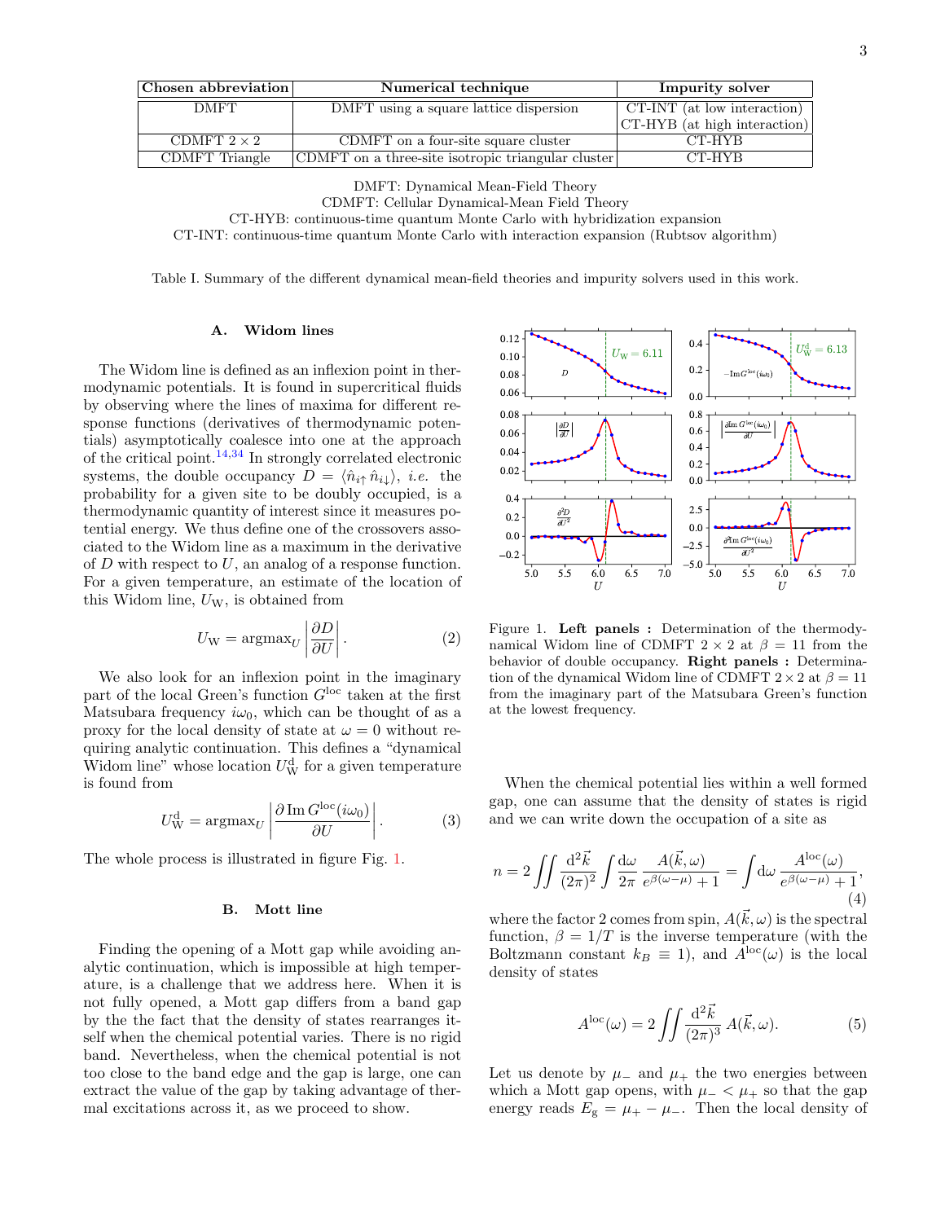| Chosen abbreviation | Numerical technique | Impurity solver |
|---|---|---|
| DMFT | DMFT using a square lattice dispersion | CT-INT (at low interaction)<br>CT-HYB (at high interaction) |
| CDMFT $2 \times 2$ | CDMFT on a four-site square cluster | CT-HYB |
| CDMFT Triangle | CDMFT on a three-site isotropic triangular cluster | CT-HYB |

DMFT: Dynamical Mean-Field Theory
CDMFT: Cellular Dynamical-Mean Field Theory
CT-HYB: continuous-time quantum Monte Carlo with hybridization expansion
CT-INT: continuous-time quantum Monte Carlo with interaction expansion (Rubtsov algorithm)

Table I. Summary of the different dynamical mean-field theories and impurity solvers used in this work.

### A. Widom lines

The Widom line is defined as an inflexion point in thermodynamic potentials. It is found in supercritical fluids by observing where the lines of maxima for different response functions (derivatives of thermodynamic potentials) asymptotically coalesce into one at the approach of the critical point.[14,34] In strongly correlated electronic systems, the double occupancy $D = \langle \hat{n}_{i\uparrow} \hat{n}_{i\downarrow} \rangle$, *i.e.* the probability for a given site to be doubly occupied, is a thermodynamic quantity of interest since it measures potential energy. We thus define one of the crossovers associated to the Widom line as a maximum in the derivative of $D$ with respect to $U$, an analog of a response function. For a given temperature, an estimate of the location of this Widom line, $U_{\mathrm{W}}$, is obtained from

$$U_{\mathrm{W}} = \mathrm{argmax}_U \left| \frac{\partial D}{\partial U} \right|. \tag{2}$$

We also look for an inflexion point in the imaginary part of the local Green's function $G^{\mathrm{loc}}$ taken at the first Matsubara frequency $i\omega_0$, which can be thought of as a proxy for the local density of state at $\omega = 0$ without requiring analytic continuation. This defines a "dynamical Widom line" whose location $U_{\mathrm{W}}^{\mathrm{d}}$ for a given temperature is found from

$$U_{\mathrm{W}}^{\mathrm{d}} = \mathrm{argmax}_U \left| \frac{\partial \,\mathrm{Im}\, G^{\mathrm{loc}}(i\omega_0)}{\partial U} \right|. \tag{3}$$

The whole process is illustrated in figure Fig. 1.

$U_{\mathrm{W}} = 6.11$
$D$
$\left|\frac{\partial D}{\partial U}\right|$
$\frac{\partial^2 D}{\partial U^2}$
$U_{\mathrm{W}}^{\mathrm{d}} = 6.13$
$-\mathrm{Im}\, G^{\mathrm{loc}}(i\omega_0)$
$\left|\frac{\partial \mathrm{Im}\, G^{\mathrm{loc}}(i\omega_0)}{\partial U}\right|$
$\frac{\partial^2 \mathrm{Im}\, G^{\mathrm{loc}}(i\omega_0)}{\partial U^2}$
$U$

Figure 1. **Left panels :** Determination of the thermodynamical Widom line of CDMFT $2 \times 2$ at $\beta = 11$ from the behavior of double occupancy. **Right panels :** Determination of the dynamical Widom line of CDMFT $2 \times 2$ at $\beta = 11$ from the imaginary part of the Matsubara Green's function at the lowest frequency.

### B. Mott line

Finding the opening of a Mott gap while avoiding analytic continuation, which is impossible at high temperature, is a challenge that we address here. When it is not fully opened, a Mott gap differs from a band gap by the the fact that the density of states rearranges itself when the chemical potential varies. There is no rigid band. Nevertheless, when the chemical potential is not too close to the band edge and the gap is large, one can extract the value of the gap by taking advantage of thermal excitations across it, as we proceed to show.

When the chemical potential lies within a well formed gap, one can assume that the density of states is rigid and we can write down the occupation of a site as

$$n = 2 \iint \frac{\mathrm{d}^2\vec{k}}{(2\pi)^2} \int \frac{\mathrm{d}\omega}{2\pi} \frac{A(\vec{k},\omega)}{e^{\beta(\omega-\mu)}+1} = \int \mathrm{d}\omega \, \frac{A^{\mathrm{loc}}(\omega)}{e^{\beta(\omega-\mu)}+1}, \tag{4}$$

where the factor 2 comes from spin, $A(\vec{k},\omega)$ is the spectral function, $\beta = 1/T$ is the inverse temperature (with the Boltzmann constant $k_B \equiv 1$), and $A^{\mathrm{loc}}(\omega)$ is the local density of states

$$A^{\mathrm{loc}}(\omega) = 2 \iint \frac{\mathrm{d}^2\vec{k}}{(2\pi)^3} A(\vec{k},\omega). \tag{5}$$

Let us denote by $\mu_-$ and $\mu_+$ the two energies between which a Mott gap opens, with $\mu_- < \mu_+$ so that the gap energy reads $E_{\mathrm{g}} = \mu_+ - \mu_-$. Then the local density of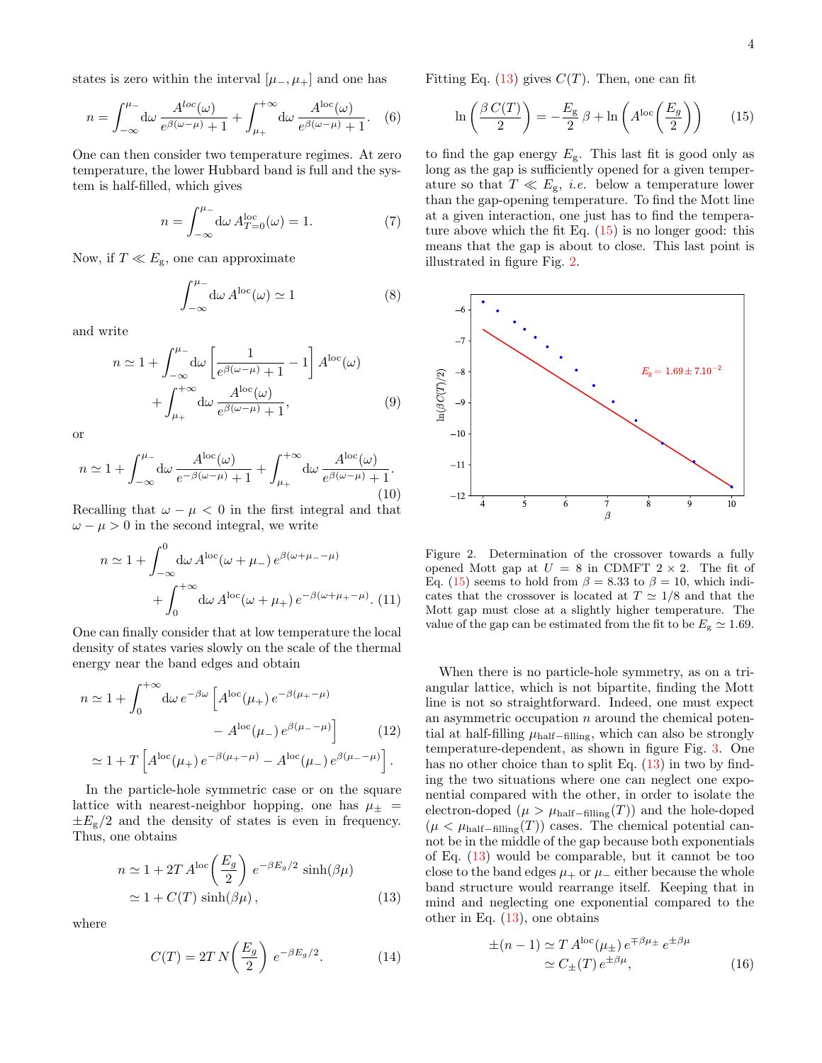states is zero within the interval $[\mu_-, \mu_+]$ and one has

$$n = \int_{-\infty}^{\mu_-} \mathrm{d}\omega \, \frac{A^{loc}(\omega)}{e^{\beta(\omega-\mu)}+1} + \int_{\mu_+}^{+\infty} \mathrm{d}\omega \, \frac{A^{\mathrm{loc}}(\omega)}{e^{\beta(\omega-\mu)}+1}. \quad (6)$$

One can then consider two temperature regimes. At zero temperature, the lower Hubbard band is full and the system is half-filled, which gives

$$n = \int_{-\infty}^{\mu_-} \mathrm{d}\omega \, A^{\mathrm{loc}}_{T=0}(\omega) = 1. \quad (7)$$

Now, if $T \ll E_{\mathrm{g}}$, one can approximate

$$\int_{-\infty}^{\mu_-} \mathrm{d}\omega \, A^{\mathrm{loc}}(\omega) \simeq 1 \quad (8)$$

and write

$$n \simeq 1 + \int_{-\infty}^{\mu_-} \mathrm{d}\omega \left[\frac{1}{e^{\beta(\omega-\mu)}+1} - 1\right] A^{\mathrm{loc}}(\omega) + \int_{\mu_+}^{+\infty} \mathrm{d}\omega \, \frac{A^{\mathrm{loc}}(\omega)}{e^{\beta(\omega-\mu)}+1}, \quad (9)$$

or

$$n \simeq 1 + \int_{-\infty}^{\mu_-} \mathrm{d}\omega \, \frac{A^{\mathrm{loc}}(\omega)}{e^{-\beta(\omega-\mu)}+1} + \int_{\mu_+}^{+\infty} \mathrm{d}\omega \, \frac{A^{\mathrm{loc}}(\omega)}{e^{\beta(\omega-\mu)}+1}. \quad (10)$$

Recalling that $\omega - \mu < 0$ in the first integral and that $\omega - \mu > 0$ in the second integral, we write

$$n \simeq 1 + \int_{-\infty}^{0} \mathrm{d}\omega \, A^{\mathrm{loc}}(\omega + \mu_-) \, e^{\beta(\omega+\mu_- - \mu)} + \int_{0}^{+\infty} \mathrm{d}\omega \, A^{\mathrm{loc}}(\omega + \mu_+) \, e^{-\beta(\omega+\mu_+ - \mu)}. \quad (11)$$

One can finally consider that at low temperature the local density of states varies slowly on the scale of the thermal energy near the band edges and obtain

$$\begin{aligned} n &\simeq 1 + \int_{0}^{+\infty} \mathrm{d}\omega \, e^{-\beta\omega} \left[A^{\mathrm{loc}}(\mu_+) \, e^{-\beta(\mu_+ - \mu)} - A^{\mathrm{loc}}(\mu_-) \, e^{\beta(\mu_- - \mu)}\right] \quad (12) \\ &\simeq 1 + T \left[A^{\mathrm{loc}}(\mu_+) \, e^{-\beta(\mu_+ - \mu)} - A^{\mathrm{loc}}(\mu_-) \, e^{\beta(\mu_- - \mu)}\right]. \end{aligned}$$

In the particle-hole symmetric case or on the square lattice with nearest-neighbor hopping, one has $\mu_\pm = \pm E_{\mathrm{g}}/2$ and the density of states is even in frequency. Thus, one obtains

$$\begin{aligned} n &\simeq 1 + 2T \, A^{\mathrm{loc}}\!\left(\frac{E_g}{2}\right) \, e^{-\beta E_g/2} \, \sinh(\beta\mu) \\ &\simeq 1 + C(T) \, \sinh(\beta\mu), \end{aligned} \quad (13)$$

where

$$C(T) = 2T \, N\!\left(\frac{E_g}{2}\right) \, e^{-\beta E_g/2}. \quad (14)$$

Fitting Eq. (13) gives $C(T)$. Then, one can fit

$$\ln\left(\frac{\beta \, C(T)}{2}\right) = -\frac{E_{\mathrm{g}}}{2}\,\beta + \ln\left(A^{\mathrm{loc}}\!\left(\frac{E_g}{2}\right)\right) \quad (15)$$

to find the gap energy $E_{\mathrm{g}}$. This last fit is good only as long as the gap is sufficiently opened for a given temperature so that $T \ll E_{\mathrm{g}}$, *i.e.* below a temperature lower than the gap-opening temperature. To find the Mott line at a given interaction, one just has to find the temperature above which the fit Eq. (15) is no longer good: this means that the gap is about to close. This last point is illustrated in figure Fig. 2.

$\ln(\beta C(T)/2)$

$\beta$

$E_g = 1.69 \pm 7.10^{-2}$

Figure 2. Determination of the crossover towards a fully opened Mott gap at $U = 8$ in CDMFT $2 \times 2$. The fit of Eq. (15) seems to hold from $\beta = 8.33$ to $\beta = 10$, which indicates that the crossover is located at $T \simeq 1/8$ and that the Mott gap must close at a slightly higher temperature. The value of the gap can be estimated from the fit to be $E_{\mathrm{g}} \simeq 1.69$.

When there is no particle-hole symmetry, as on a triangular lattice, which is not bipartite, finding the Mott line is not so straightforward. Indeed, one must expect an asymmetric occupation $n$ around the chemical potential at half-filling $\mu_{\mathrm{half-filling}}$, which can also be strongly temperature-dependent, as shown in figure Fig. 3. One has no other choice than to split Eq. (13) in two by finding the two situations where one can neglect one exponential compared with the other, in order to isolate the electron-doped ($\mu > \mu_{\mathrm{half-filling}}(T)$) and the hole-doped ($\mu < \mu_{\mathrm{half-filling}}(T)$) cases. The chemical potential cannot be in the middle of the gap because both exponentials of Eq. (13) would be comparable, but it cannot be too close to the band edges $\mu_+$ or $\mu_-$ either because the whole band structure would rearrange itself. Keeping that in mind and neglecting one exponential compared to the other in Eq. (13), one obtains

$$\begin{aligned} \pm(n-1) &\simeq T \, A^{\mathrm{loc}}(\mu_\pm) \, e^{\mp\beta\mu_\pm} \, e^{\pm\beta\mu} \\ &\simeq C_\pm(T) \, e^{\pm\beta\mu}, \end{aligned} \quad (16)$$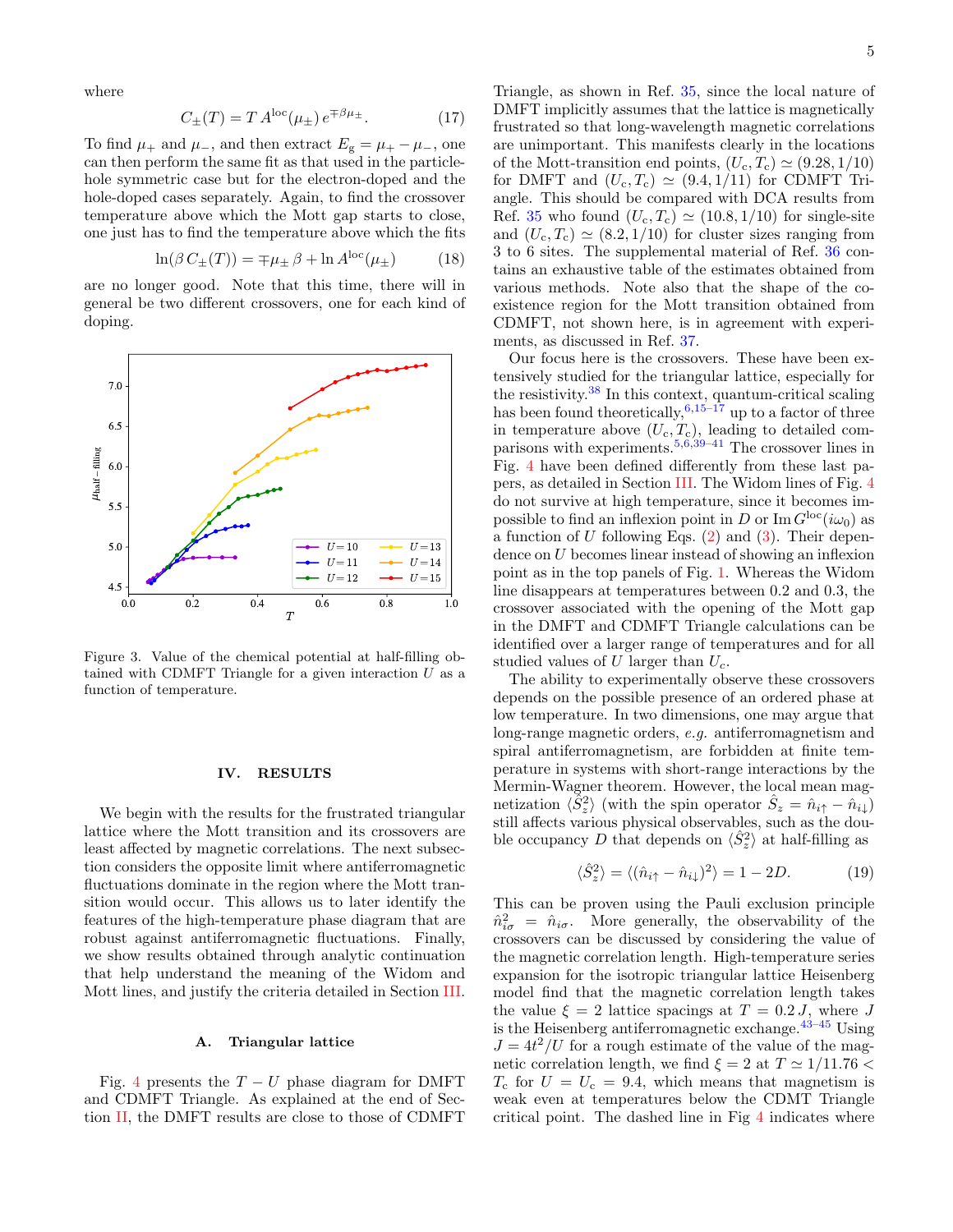where

$$C_{\pm}(T) = T\,A^{\rm loc}(\mu_{\pm})\,e^{\mp\beta\mu_{\pm}}. \tag{17}$$

To find $\mu_+$ and $\mu_-$, and then extract $E_{\rm g} = \mu_+ - \mu_-$, one can then perform the same fit as that used in the particle-hole symmetric case but for the electron-doped and the hole-doped cases separately. Again, to find the crossover temperature above which the Mott gap starts to close, one just has to find the temperature above which the fits

$$\ln(\beta\,C_{\pm}(T)) = \mp\mu_{\pm}\,\beta + \ln A^{\rm loc}(\mu_{\pm}) \tag{18}$$

are no longer good. Note that this time, there will in general be two different crossovers, one for each kind of doping.

7.0
6.5
6.0
5.5
5.0
4.5
$\mu_{\rm half-filling}$
0.0
0.2
0.4
0.6
0.8
1.0
$T$
$U = 10$
$U = 11$
$U = 12$
$U = 13$
$U = 14$
$U = 15$

Figure 3. Value of the chemical potential at half-filling obtained with CDMFT Triangle for a given interaction $U$ as a function of temperature.

## IV. RESULTS

We begin with the results for the frustrated triangular lattice where the Mott transition and its crossovers are least affected by magnetic correlations. The next subsection considers the opposite limit where antiferromagnetic fluctuations dominate in the region where the Mott transition would occur. This allows us to later identify the features of the high-temperature phase diagram that are robust against antiferromagnetic fluctuations. Finally, we show results obtained through analytic continuation that help understand the meaning of the Widom and Mott lines, and justify the criteria detailed in Section III.

### A. Triangular lattice

Fig. 4 presents the $T-U$ phase diagram for DMFT and CDMFT Triangle. As explained at the end of Section II, the DMFT results are close to those of CDMFT Triangle, as shown in Ref. 35, since the local nature of DMFT implicitly assumes that the lattice is magnetically frustrated so that long-wavelength magnetic correlations are unimportant. This manifests clearly in the locations of the Mott-transition end points, $(U_{\rm c}, T_{\rm c}) \simeq (9.28, 1/10)$ for DMFT and $(U_{\rm c}, T_{\rm c}) \simeq (9.4, 1/11)$ for CDMFT Triangle. This should be compared with DCA results from Ref. 35 who found $(U_{\rm c}, T_{\rm c}) \simeq (10.8, 1/10)$ for single-site and $(U_{\rm c}, T_{\rm c}) \simeq (8.2, 1/10)$ for cluster sizes ranging from 3 to 6 sites. The supplemental material of Ref. 36 contains an exhaustive table of the estimates obtained from various methods. Note also that the shape of the coexistence region for the Mott transition obtained from CDMFT, not shown here, is in agreement with experiments, as discussed in Ref. 37.

Our focus here is the crossovers. These have been extensively studied for the triangular lattice, especially for the resistivity.[38] In this context, quantum-critical scaling has been found theoretically,[6,15–17] up to a factor of three in temperature above $(U_{\rm c}, T_{\rm c})$, leading to detailed comparisons with experiments.[5,6,39–41] The crossover lines in Fig. 4 have been defined differently from these last papers, as detailed in Section III. The Widom lines of Fig. 4 do not survive at high temperature, since it becomes impossible to find an inflexion point in $D$ or ${\rm Im}\,G^{\rm loc}(i\omega_0)$ as a function of $U$ following Eqs. (2) and (3). Their dependence on $U$ becomes linear instead of showing an inflexion point as in the top panels of Fig. 1. Whereas the Widom line disappears at temperatures between 0.2 and 0.3, the crossover associated with the opening of the Mott gap in the DMFT and CDMFT Triangle calculations can be identified over a larger range of temperatures and for all studied values of $U$ larger than $U_c$.

The ability to experimentally observe these crossovers depends on the possible presence of an ordered phase at low temperature. In two dimensions, one may argue that long-range magnetic orders, *e.g.* antiferromagnetism and spiral antiferromagnetism, are forbidden at finite temperature in systems with short-range interactions by the Mermin-Wagner theorem. However, the local mean magnetization $\langle \hat{S}_z^2 \rangle$ (with the spin operator $\hat{S}_z = \hat{n}_{i\uparrow} - \hat{n}_{i\downarrow}$) still affects various physical observables, such as the double occupancy $D$ that depends on $\langle \hat{S}_z^2 \rangle$ at half-filling as

$$\langle \hat{S}_z^2 \rangle = \langle (\hat{n}_{i\uparrow} - \hat{n}_{i\downarrow})^2 \rangle = 1 - 2D. \tag{19}$$

This can be proven using the Pauli exclusion principle $\hat{n}_{i\sigma}^2 = \hat{n}_{i\sigma}$. More generally, the observability of the crossovers can be discussed by considering the value of the magnetic correlation length. High-temperature series expansion for the isotropic triangular lattice Heisenberg model find that the magnetic correlation length takes the value $\xi = 2$ lattice spacings at $T = 0.2\,J$, where $J$ is the Heisenberg antiferromagnetic exchange.[43–45] Using $J = 4t^2/U$ for a rough estimate of the value of the magnetic correlation length, we find $\xi = 2$ at $T \simeq 1/11.76 < T_{\rm c}$ for $U = U_{\rm c} = 9.4$, which means that magnetism is weak even at temperatures below the CDMT Triangle critical point. The dashed line in Fig 4 indicates where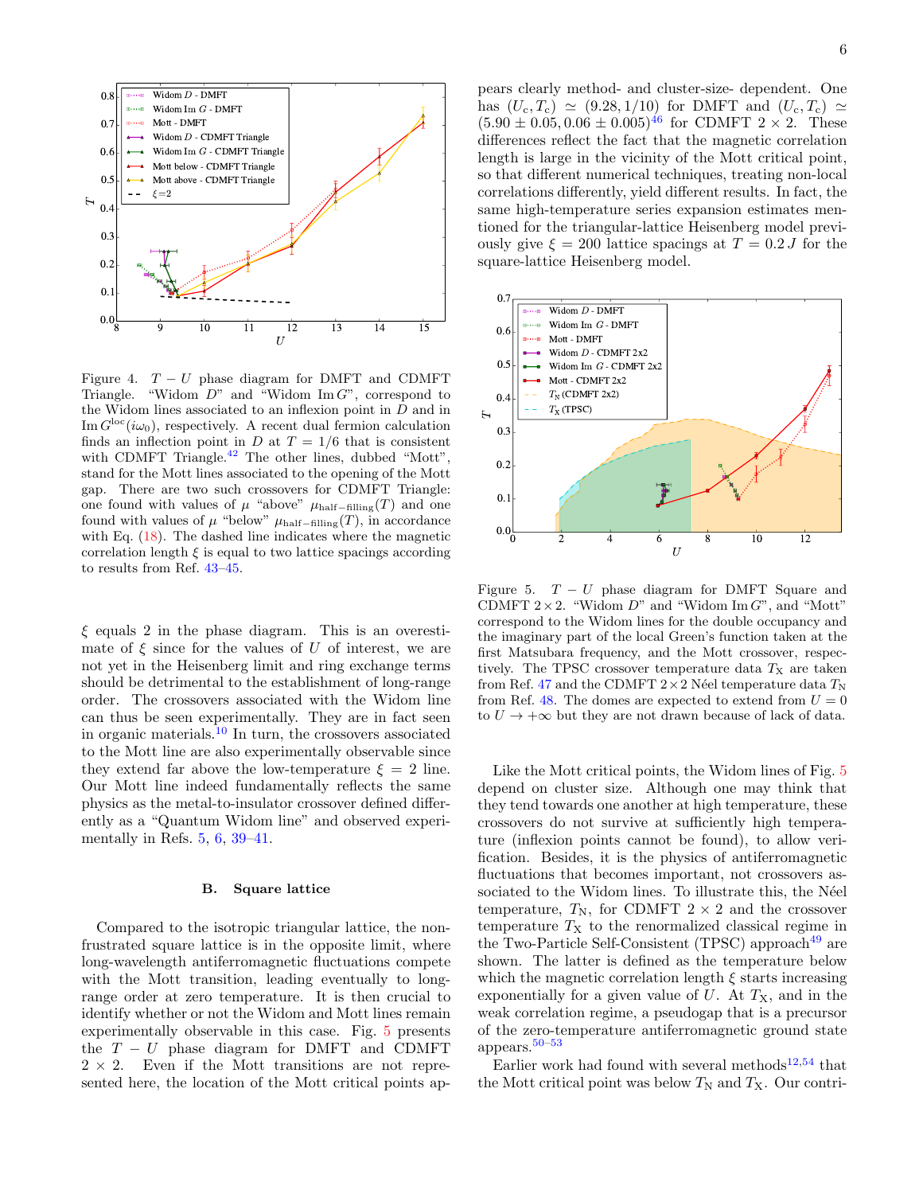Widom $D$ - DMFT
Widom Im $G$ - DMFT
Mott - DMFT
Widom $D$ - CDMFT Triangle
Widom Im $G$ - CDMFT Triangle
Mott below - CDMFT Triangle
Mott above - CDMFT Triangle
$\xi$=2

T
0.0
0.1
0.2
0.3
0.4
0.5
0.6
0.7
0.8

U
8
9
10
11
12
13
14
15

Figure 4. $T-U$ phase diagram for DMFT and CDMFT Triangle. "Widom $D$" and "Widom Im $G$", correspond to the Widom lines associated to an inflexion point in $D$ and in $\mathrm{Im}\, G^{\mathrm{loc}}(i\omega_0)$, respectively. A recent dual fermion calculation finds an inflection point in $D$ at $T = 1/6$ that is consistent with CDMFT Triangle.[42] The other lines, dubbed "Mott", stand for the Mott lines associated to the opening of the Mott gap. There are two such crossovers for CDMFT Triangle: one found with values of $\mu$ "above" $\mu_{\mathrm{half-filling}}(T)$ and one found with values of $\mu$ "below" $\mu_{\mathrm{half-filling}}(T)$, in accordance with Eq. (18). The dashed line indicates where the magnetic correlation length $\xi$ is equal to two lattice spacings according to results from Ref. 43–45.

$\xi$ equals 2 in the phase diagram. This is an overestimate of $\xi$ since for the values of $U$ of interest, we are not yet in the Heisenberg limit and ring exchange terms should be detrimental to the establishment of long-range order. The crossovers associated with the Widom line can thus be seen experimentally. They are in fact seen in organic materials.[10] In turn, the crossovers associated to the Mott line are also experimentally observable since they extend far above the low-temperature $\xi = 2$ line. Our Mott line indeed fundamentally reflects the same physics as the metal-to-insulator crossover defined differently as a "Quantum Widom line" and observed experimentally in Refs. 5, 6, 39–41.

### B. Square lattice

Compared to the isotropic triangular lattice, the non-frustrated square lattice is in the opposite limit, where long-wavelength antiferromagnetic fluctuations compete with the Mott transition, leading eventually to long-range order at zero temperature. It is then crucial to identify whether or not the Widom and Mott lines remain experimentally observable in this case. Fig. 5 presents the $T-U$ phase diagram for DMFT and CDMFT $2\times 2$. Even if the Mott transitions are not represented here, the location of the Mott critical points appears clearly method- and cluster-size- dependent. One has $(U_c, T_c) \simeq (9.28, 1/10)$ for DMFT and $(U_c, T_c) \simeq (5.90 \pm 0.05, 0.06 \pm 0.005)$[46] for CDMFT $2\times 2$. These differences reflect the fact that the magnetic correlation length is large in the vicinity of the Mott critical point, so that different numerical techniques, treating non-local correlations differently, yield different results. In fact, the same high-temperature series expansion estimates mentioned for the triangular-lattice Heisenberg model previously give $\xi = 200$ lattice spacings at $T = 0.2\, J$ for the square-lattice Heisenberg model.

Widom $D$ - DMFT
Widom Im $G$ - DMFT
Mott - DMFT
Widom $D$ - CDMFT 2x2
Widom Im $G$ - CDMFT 2x2
Mott - CDMFT 2x2
$T_{\mathrm{N}}$ (CDMFT 2x2)
$T_{\mathrm{X}}$ (TPSC)

T
0.0
0.1
0.2
0.3
0.4
0.5
0.6
0.7

U
0
2
4
6
8
10
12

Figure 5. $T-U$ phase diagram for DMFT Square and CDMFT $2\times 2$. "Widom $D$" and "Widom Im $G$", and "Mott" correspond to the Widom lines for the double occupancy and the imaginary part of the local Green's function taken at the first Matsubara frequency, and the Mott crossover, respectively. The TPSC crossover temperature data $T_{\mathrm{X}}$ are taken from Ref. 47 and the CDMFT $2\times 2$ Néel temperature data $T_{\mathrm{N}}$ from Ref. 48. The domes are expected to extend from $U = 0$ to $U \to +\infty$ but they are not drawn because of lack of data.

Like the Mott critical points, the Widom lines of Fig. 5 depend on cluster size. Although one may think that they tend towards one another at high temperature, these crossovers do not survive at sufficiently high temperature (inflexion points cannot be found), to allow verification. Besides, it is the physics of antiferromagnetic fluctuations that becomes important, not crossovers associated to the Widom lines. To illustrate this, the Néel temperature, $T_{\mathrm{N}}$, for CDMFT $2\times 2$ and the crossover temperature $T_{\mathrm{X}}$ to the renormalized classical regime in the Two-Particle Self-Consistent (TPSC) approach[49] are shown. The latter is defined as the temperature below which the magnetic correlation length $\xi$ starts increasing exponentially for a given value of $U$. At $T_{\mathrm{X}}$, and in the weak correlation regime, a pseudogap that is a precursor of the zero-temperature antiferromagnetic ground state appears.[50–53]

Earlier work had found with several methods[12,54] that the Mott critical point was below $T_{\mathrm{N}}$ and $T_{\mathrm{X}}$. Our contri-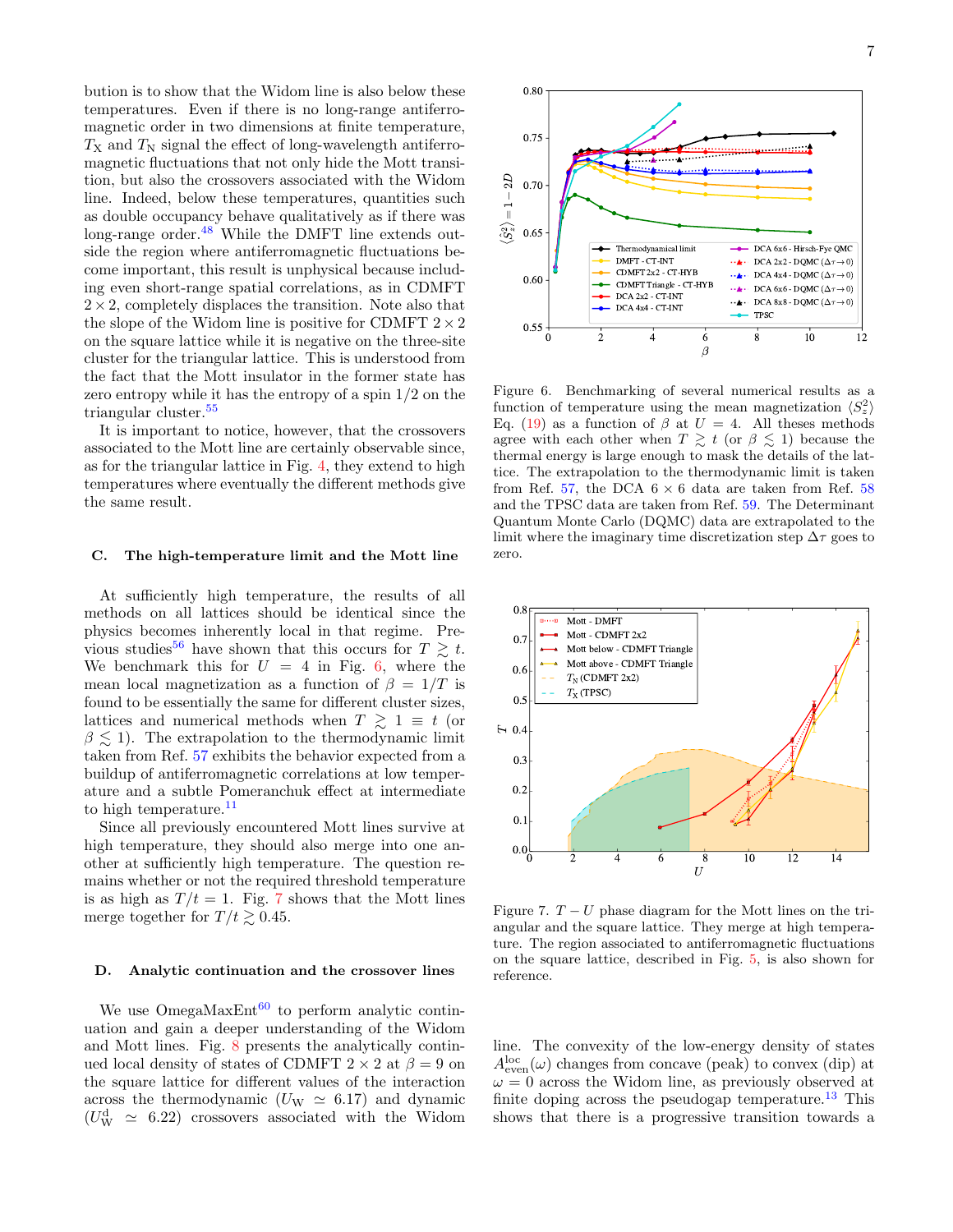bution is to show that the Widom line is also below these temperatures. Even if there is no long-range antiferromagnetic order in two dimensions at finite temperature, $T_X$ and $T_N$ signal the effect of long-wavelength antiferromagnetic fluctuations that not only hide the Mott transition, but also the crossovers associated with the Widom line. Indeed, below these temperatures, quantities such as double occupancy behave qualitatively as if there was long-range order.[48] While the DMFT line extends outside the region where antiferromagnetic fluctuations become important, this result is unphysical because including even short-range spatial correlations, as in CDMFT $2\times2$, completely displaces the transition. Note also that the slope of the Widom line is positive for CDMFT $2\times2$ on the square lattice while it is negative on the three-site cluster for the triangular lattice. This is understood from the fact that the Mott insulator in the former state has zero entropy while it has the entropy of a spin 1/2 on the triangular cluster.[55]

It is important to notice, however, that the crossovers associated to the Mott line are certainly observable since, as for the triangular lattice in Fig. 4, they extend to high temperatures where eventually the different methods give the same result.

### C. The high-temperature limit and the Mott line

At sufficiently high temperature, the results of all methods on all lattices should be identical since the physics becomes inherently local in that regime. Previous studies[56] have shown that this occurs for $T \gtrsim t$. We benchmark this for $U = 4$ in Fig. 6, where the mean local magnetization as a function of $\beta = 1/T$ is found to be essentially the same for different cluster sizes, lattices and numerical methods when $T \gtrsim 1 \equiv t$ (or $\beta \lesssim 1$). The extrapolation to the thermodynamic limit taken from Ref. 57 exhibits the behavior expected from a buildup of antiferromagnetic correlations at low temperature and a subtle Pomeranchuk effect at intermediate to high temperature.[11]

Since all previously encountered Mott lines survive at high temperature, they should also merge into one another at sufficiently high temperature. The question remains whether or not the required threshold temperature is as high as $T/t = 1$. Fig. 7 shows that the Mott lines merge together for $T/t \gtrsim 0.45$.

### D. Analytic continuation and the crossover lines

We use OmegaMaxEnt[60] to perform analytic continuation and gain a deeper understanding of the Widom and Mott lines. Fig. 8 presents the analytically continued local density of states of CDMFT $2\times2$ at $\beta = 9$ on the square lattice for different values of the interaction across the thermodynamic ($U_W \simeq 6.17$) and dynamic ($U_W^d \simeq 6.22$) crossovers associated with the Widom line. The convexity of the low-energy density of states $A^{\rm loc}_{\rm even}(\omega)$ changes from concave (peak) to convex (dip) at $\omega = 0$ across the Widom line, as previously observed at finite doping across the pseudogap temperature.[13] This shows that there is a progressive transition towards a

$\langle \hat{S}_z^2 \rangle = 1 - 2D$
0.55
0.60
0.65
0.70
0.75
0.80
0 2 4 6 8 10 12
$\beta$
Thermodynamical limit
DMFT - CT-INT
CDMFT 2x2 - CT-HYB
CDMFT Triangle - CT-HYB
DCA 2x2 - CT-INT
DCA 4x4 - CT-INT
DCA 6x6 - Hirsch-Fye QMC
DCA 2x2 - DQMC ($\Delta\tau \to 0$)
DCA 4x4 - DQMC ($\Delta\tau \to 0$)
DCA 6x6 - DQMC ($\Delta\tau \to 0$)
DCA 8x8 - DQMC ($\Delta\tau \to 0$)
TPSC

Figure 6. Benchmarking of several numerical results as a function of temperature using the mean magnetization $\langle S_z^2 \rangle$ Eq. (19) as a function of $\beta$ at $U = 4$. All theses methods agree with each other when $T \gtrsim t$ (or $\beta \lesssim 1$) because the thermal energy is large enough to mask the details of the lattice. The extrapolation to the thermodynamic limit is taken from Ref. 57, the DCA $6\times6$ data are taken from Ref. 58 and the TPSC data are taken from Ref. 59. The Determinant Quantum Monte Carlo (DQMC) data are extrapolated to the limit where the imaginary time discretization step $\Delta\tau$ goes to zero.

$T$
0.0
0.1
0.2
0.3
0.4
0.5
0.6
0.7
0.8
0 2 4 6 8 10 12 14
$U$
Mott - DMFT
Mott - CDMFT 2x2
Mott below - CDMFT Triangle
Mott above - CDMFT Triangle
$T_N$ (CDMFT 2x2)
$T_X$ (TPSC)

Figure 7. $T-U$ phase diagram for the Mott lines on the triangular and the square lattice. They merge at high temperature. The region associated to antiferromagnetic fluctuations on the square lattice, described in Fig. 5, is also shown for reference.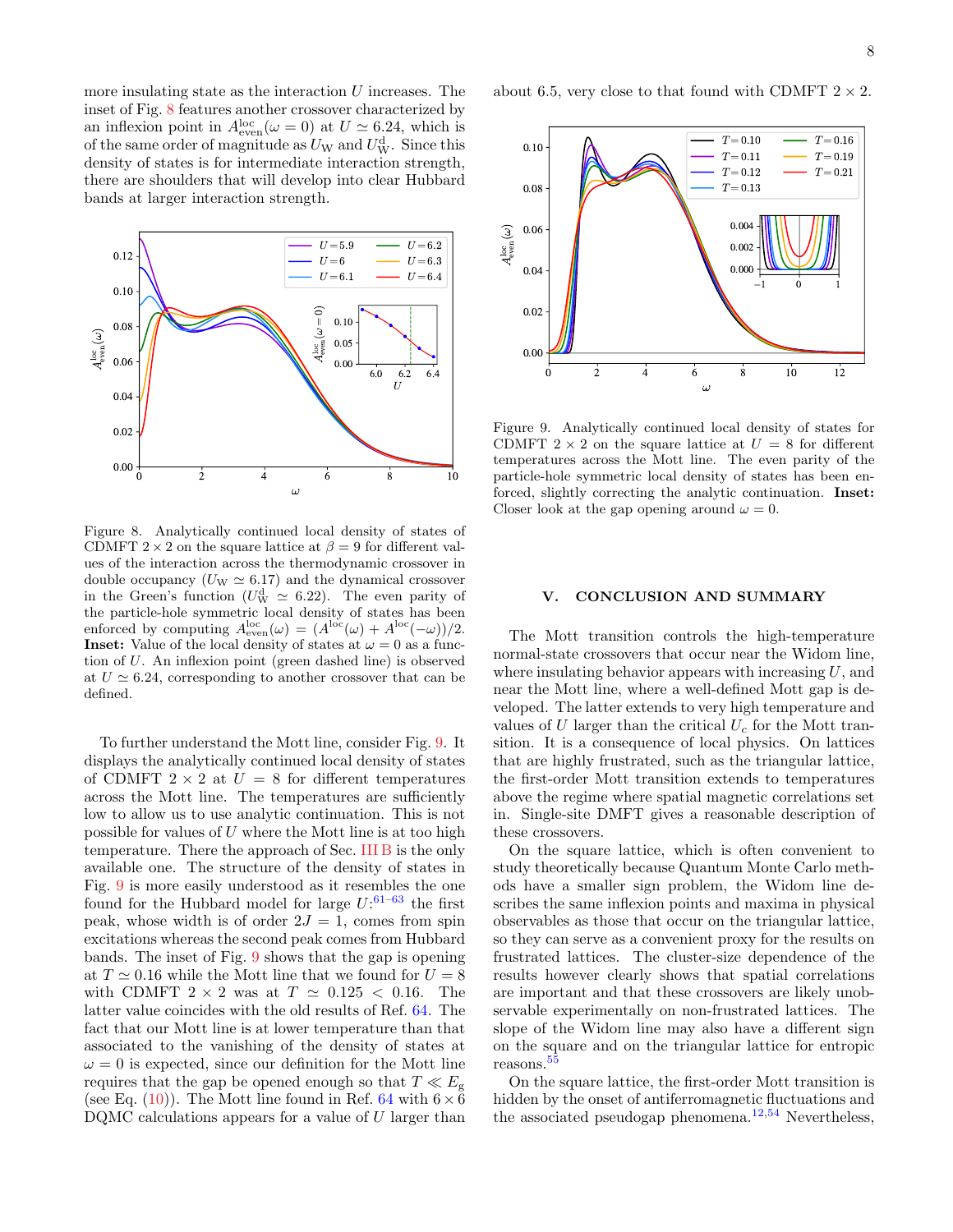more insulating state as the interaction $U$ increases. The inset of Fig. 8 features another crossover characterized by an inflexion point in $A^{\rm loc}_{\rm even}(\omega = 0)$ at $U \simeq 6.24$, which is of the same order of magnitude as $U_{\rm W}$ and $U^{\rm d}_{\rm W}$. Since this density of states is for intermediate interaction strength, there are shoulders that will develop into clear Hubbard bands at larger interaction strength.

$U=5.9$
$U=6$
$U=6.1$
$U=6.2$
$U=6.3$
$U=6.4$
$A^{\rm loc}_{\rm even}(\omega)$
$\omega$
$A^{\rm loc}_{\rm even}(\omega=0)$
$U$

Figure 8. Analytically continued local density of states of CDMFT $2\times 2$ on the square lattice at $\beta = 9$ for different values of the interaction across the thermodynamic crossover in double occupancy ($U_{\rm W} \simeq 6.17$) and the dynamical crossover in the Green's function ($U^{\rm d}_{\rm W} \simeq 6.22$). The even parity of the particle-hole symmetric local density of states has been enforced by computing $A^{\rm loc}_{\rm even}(\omega) = (A^{\rm loc}(\omega) + A^{\rm loc}(-\omega))/2$. **Inset:** Value of the local density of states at $\omega = 0$ as a function of $U$. An inflexion point (green dashed line) is observed at $U \simeq 6.24$, corresponding to another crossover that can be defined.

To further understand the Mott line, consider Fig. 9. It displays the analytically continued local density of states of CDMFT $2 \times 2$ at $U = 8$ for different temperatures across the Mott line. The temperatures are sufficiently low to allow us to use analytic continuation. This is not possible for values of $U$ where the Mott line is at too high temperature. There the approach of Sec. III B is the only available one. The structure of the density of states in Fig. 9 is more easily understood as it resembles the one found for the Hubbard model for large $U$:[61–63] the first peak, whose width is of order $2J = 1$, comes from spin excitations whereas the second peak comes from Hubbard bands. The inset of Fig. 9 shows that the gap is opening at $T \simeq 0.16$ while the Mott line that we found for $U = 8$ with CDMFT $2 \times 2$ was at $T \simeq 0.125 < 0.16$. The latter value coincides with the old results of Ref. 64. The fact that our Mott line is at lower temperature than that associated to the vanishing of the density of states at $\omega = 0$ is expected, since our definition for the Mott line requires that the gap be opened enough so that $T \ll E_{\rm g}$ (see Eq. (10)). The Mott line found in Ref. 64 with $6 \times 6$ DQMC calculations appears for a value of $U$ larger than about 6.5, very close to that found with CDMFT $2 \times 2$.

$T=0.10$
$T=0.11$
$T=0.12$
$T=0.13$
$T=0.16$
$T=0.19$
$T=0.21$
$A^{\rm loc}_{\rm even}(\omega)$
$\omega$

Figure 9. Analytically continued local density of states for CDMFT $2 \times 2$ on the square lattice at $U = 8$ for different temperatures across the Mott line. The even parity of the particle-hole symmetric local density of states has been enforced, slightly correcting the analytic continuation. **Inset:** Closer look at the gap opening around $\omega = 0$.

## V. CONCLUSION AND SUMMARY

The Mott transition controls the high-temperature normal-state crossovers that occur near the Widom line, where insulating behavior appears with increasing $U$, and near the Mott line, where a well-defined Mott gap is developed. The latter extends to very high temperature and values of $U$ larger than the critical $U_c$ for the Mott transition. It is a consequence of local physics. On lattices that are highly frustrated, such as the triangular lattice, the first-order Mott transition extends to temperatures above the regime where spatial magnetic correlations set in. Single-site DMFT gives a reasonable description of these crossovers.

On the square lattice, which is often convenient to study theoretically because Quantum Monte Carlo methods have a smaller sign problem, the Widom line describes the same inflexion points and maxima in physical observables as those that occur on the triangular lattice, so they can serve as a convenient proxy for the results on frustrated lattices. The cluster-size dependence of the results however clearly shows that spatial correlations are important and that these crossovers are likely unobservable experimentally on non-frustrated lattices. The slope of the Widom line may also have a different sign on the square and on the triangular lattice for entropic reasons.[55]

On the square lattice, the first-order Mott transition is hidden by the onset of antiferromagnetic fluctuations and the associated pseudogap phenomena.[12,54] Nevertheless,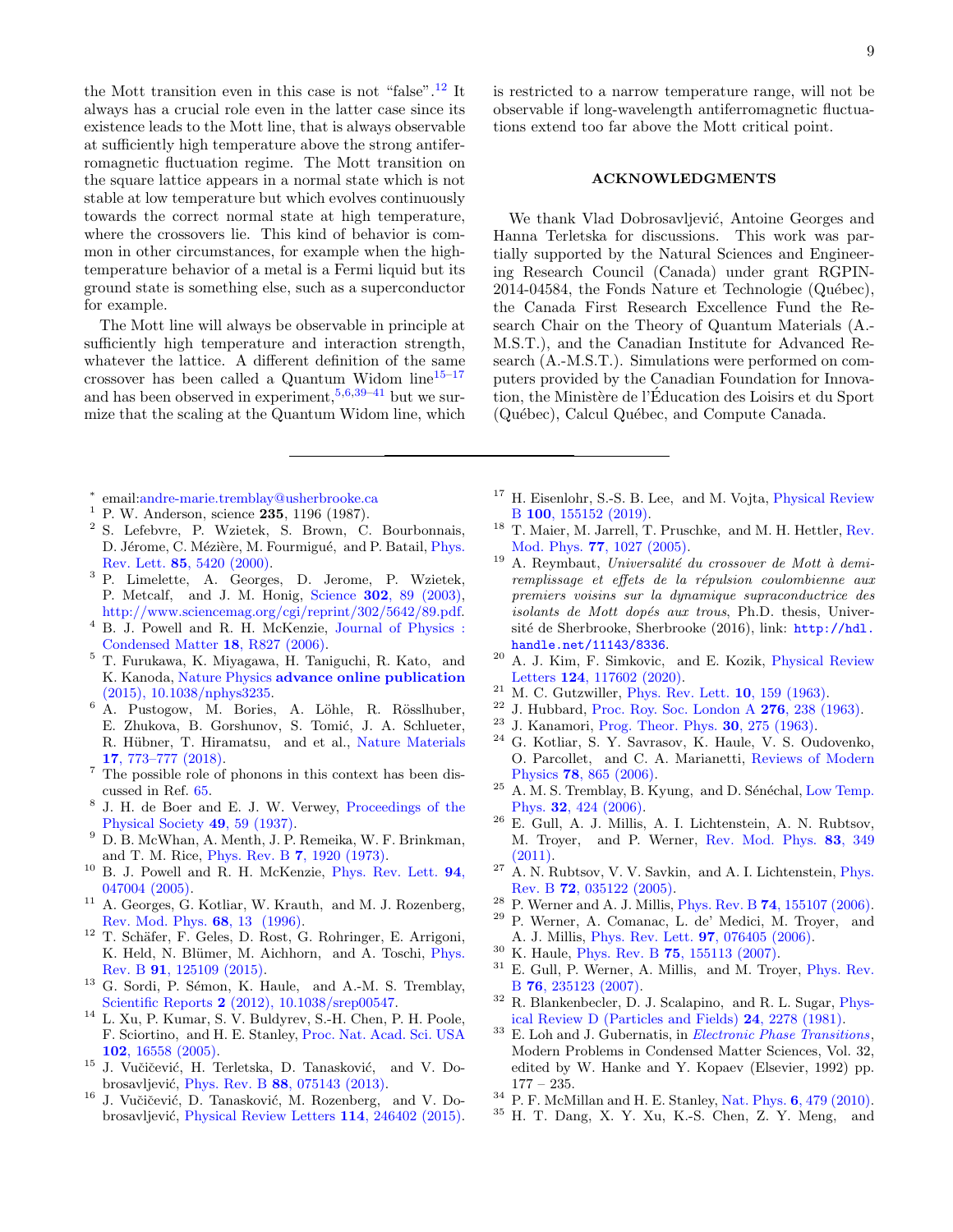the Mott transition even in this case is not "false".[12] It always has a crucial role even in the latter case since its existence leads to the Mott line, that is always observable at sufficiently high temperature above the strong antiferromagnetic fluctuation regime. The Mott transition on the square lattice appears in a normal state which is not stable at low temperature but which evolves continuously towards the correct normal state at high temperature, where the crossovers lie. This kind of behavior is common in other circumstances, for example when the high-temperature behavior of a metal is a Fermi liquid but its ground state is something else, such as a superconductor for example.

The Mott line will always be observable in principle at sufficiently high temperature and interaction strength, whatever the lattice. A different definition of the same crossover has been called a Quantum Widom line[15–17] and has been observed in experiment,[5,6,39–41] but we surmize that the scaling at the Quantum Widom line, which is restricted to a narrow temperature range, will not be observable if long-wavelength antiferromagnetic fluctuations extend too far above the Mott critical point.

## ACKNOWLEDGMENTS

We thank Vlad Dobrosavljević, Antoine Georges and Hanna Terletska for discussions. This work was partially supported by the Natural Sciences and Engineering Research Council (Canada) under grant RGPIN-2014-04584, the Fonds Nature et Technologie (Québec), the Canada First Research Excellence Fund the Research Chair on the Theory of Quantum Materials (A.-M.S.T.), and the Canadian Institute for Advanced Research (A.-M.S.T.). Simulations were performed on computers provided by the Canadian Foundation for Innovation, the Ministère de l'Éducation des Loisirs et du Sport (Québec), Calcul Québec, and Compute Canada.

---

- [*] email:andre-marie.tremblay@usherbrooke.ca
- [1] P. W. Anderson, science **235**, 1196 (1987).
- [2] S. Lefebvre, P. Wzietek, S. Brown, C. Bourbonnais, D. Jérome, C. Mézière, M. Fourmigué, and P. Batail, Phys. Rev. Lett. **85**, 5420 (2000).
- [3] P. Limelette, A. Georges, D. Jerome, P. Wzietek, P. Metcalf, and J. M. Honig, Science **302**, 89 (2003), http://www.sciencemag.org/cgi/reprint/302/5642/89.pdf.
- [4] B. J. Powell and R. H. McKenzie, Journal of Physics : Condensed Matter **18**, R827 (2006).
- [5] T. Furukawa, K. Miyagawa, H. Taniguchi, R. Kato, and K. Kanoda, Nature Physics **advance online publication** (2015), 10.1038/nphys3235.
- [6] A. Pustogow, M. Bories, A. Löhle, R. Rösslhuber, E. Zhukova, B. Gorshunov, S. Tomić, J. A. Schlueter, R. Hübner, T. Hiramatsu, and et al., Nature Materials **17**, 773–777 (2018).
- [7] The possible role of phonons in this context has been discussed in Ref. 65.
- [8] J. H. de Boer and E. J. W. Verwey, Proceedings of the Physical Society **49**, 59 (1937).
- [9] D. B. McWhan, A. Menth, J. P. Remeika, W. F. Brinkman, and T. M. Rice, Phys. Rev. B **7**, 1920 (1973).
- [10] B. J. Powell and R. H. McKenzie, Phys. Rev. Lett. **94**, 047004 (2005).
- [11] A. Georges, G. Kotliar, W. Krauth, and M. J. Rozenberg, Rev. Mod. Phys. **68**, 13 (1996).
- [12] T. Schäfer, F. Geles, D. Rost, G. Rohringer, E. Arrigoni, K. Held, N. Blümer, M. Aichhorn, and A. Toschi, Phys. Rev. B **91**, 125109 (2015).
- [13] G. Sordi, P. Sémon, K. Haule, and A.-M. S. Tremblay, Scientific Reports **2** (2012), 10.1038/srep00547.
- [14] L. Xu, P. Kumar, S. V. Buldyrev, S.-H. Chen, P. H. Poole, F. Sciortino, and H. E. Stanley, Proc. Nat. Acad. Sci. USA **102**, 16558 (2005).
- [15] J. Vučičević, H. Terletska, D. Tanasković, and V. Dobrosavljević, Phys. Rev. B **88**, 075143 (2013).
- [16] J. Vučičević, D. Tanasković, M. Rozenberg, and V. Dobrosavljević, Physical Review Letters **114**, 246402 (2015).
- [17] H. Eisenlohr, S.-S. B. Lee, and M. Vojta, Physical Review B **100**, 155152 (2019).
- [18] T. Maier, M. Jarrell, T. Pruschke, and M. H. Hettler, Rev. Mod. Phys. **77**, 1027 (2005).
- [19] A. Reymbaut, *Universalité du crossover de Mott à demi-remplissage et effets de la répulsion coulombienne aux premiers voisins sur la dynamique supraconductrice des isolants de Mott dopés aux trous*, Ph.D. thesis, Université de Sherbrooke, Sherbrooke (2016), link: `http://hdl.handle.net/11143/8336`.
- [20] A. J. Kim, F. Simkovic, and E. Kozik, Physical Review Letters **124**, 117602 (2020).
- [21] M. C. Gutzwiller, Phys. Rev. Lett. **10**, 159 (1963).
- [22] J. Hubbard, Proc. Roy. Soc. London A **276**, 238 (1963).
- [23] J. Kanamori, Prog. Theor. Phys. **30**, 275 (1963).
- [24] G. Kotliar, S. Y. Savrasov, K. Haule, V. S. Oudovenko, O. Parcollet, and C. A. Marianetti, Reviews of Modern Physics **78**, 865 (2006).
- [25] A. M. S. Tremblay, B. Kyung, and D. Sénéchal, Low Temp. Phys. **32**, 424 (2006).
- [26] E. Gull, A. J. Millis, A. I. Lichtenstein, A. N. Rubtsov, M. Troyer, and P. Werner, Rev. Mod. Phys. **83**, 349 (2011).
- [27] A. N. Rubtsov, V. V. Savkin, and A. I. Lichtenstein, Phys. Rev. B **72**, 035122 (2005).
- [28] P. Werner and A. J. Millis, Phys. Rev. B **74**, 155107 (2006).
- [29] P. Werner, A. Comanac, L. de' Medici, M. Troyer, and A. J. Millis, Phys. Rev. Lett. **97**, 076405 (2006).
- [30] K. Haule, Phys. Rev. B **75**, 155113 (2007).
- [31] E. Gull, P. Werner, A. Millis, and M. Troyer, Phys. Rev. B **76**, 235123 (2007).
- [32] R. Blankenbecler, D. J. Scalapino, and R. L. Sugar, Physical Review D (Particles and Fields) **24**, 2278 (1981).
- [33] E. Loh and J. Gubernatis, in *Electronic Phase Transitions*, Modern Problems in Condensed Matter Sciences, Vol. 32, edited by W. Hanke and Y. Kopaev (Elsevier, 1992) pp. 177 – 235.
- [34] P. F. McMillan and H. E. Stanley, Nat. Phys. **6**, 479 (2010).
- [35] H. T. Dang, X. Y. Xu, K.-S. Chen, Z. Y. Meng, and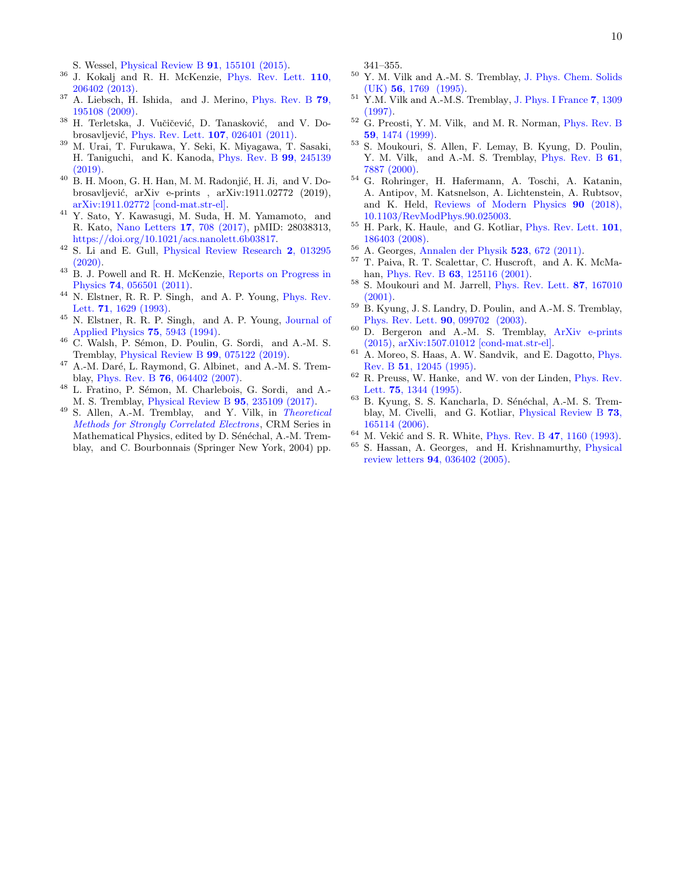S. Wessel, Physical Review B **91**, 155101 (2015).

[36] J. Kokalj and R. H. McKenzie, Phys. Rev. Lett. **110**, 206402 (2013).

[37] A. Liebsch, H. Ishida, and J. Merino, Phys. Rev. B **79**, 195108 (2009).

[38] H. Terletska, J. Vučičević, D. Tanasković, and V. Dobrosavljević, Phys. Rev. Lett. **107**, 026401 (2011).

[39] M. Urai, T. Furukawa, Y. Seki, K. Miyagawa, T. Sasaki, H. Taniguchi, and K. Kanoda, Phys. Rev. B **99**, 245139 (2019).

[40] B. H. Moon, G. H. Han, M. M. Radonjić, H. Ji, and V. Dobrosavljević, arXiv e-prints , arXiv:1911.02772 (2019), arXiv:1911.02772 [cond-mat.str-el].

[41] Y. Sato, Y. Kawasugi, M. Suda, H. M. Yamamoto, and R. Kato, Nano Letters **17**, 708 (2017), pMID: 28038313, https://doi.org/10.1021/acs.nanolett.6b03817.

[42] S. Li and E. Gull, Physical Review Research **2**, 013295 (2020).

[43] B. J. Powell and R. H. McKenzie, Reports on Progress in Physics **74**, 056501 (2011).

[44] N. Elstner, R. R. P. Singh, and A. P. Young, Phys. Rev. Lett. **71**, 1629 (1993).

[45] N. Elstner, R. R. P. Singh, and A. P. Young, Journal of Applied Physics **75**, 5943 (1994).

[46] C. Walsh, P. Sémon, D. Poulin, G. Sordi, and A.-M. S. Tremblay, Physical Review B **99**, 075122 (2019).

[47] A.-M. Daré, L. Raymond, G. Albinet, and A.-M. S. Tremblay, Phys. Rev. B **76**, 064402 (2007).

[48] L. Fratino, P. Sémon, M. Charlebois, G. Sordi, and A.-M. S. Tremblay, Physical Review B **95**, 235109 (2017).

[49] S. Allen, A.-M. Tremblay, and Y. Vilk, in *Theoretical Methods for Strongly Correlated Electrons*, CRM Series in Mathematical Physics, edited by D. Sénéchal, A.-M. Tremblay, and C. Bourbonnais (Springer New York, 2004) pp. 341–355.

[50] Y. M. Vilk and A.-M. S. Tremblay, J. Phys. Chem. Solids (UK) **56**, 1769 (1995).

[51] Y.M. Vilk and A.-M.S. Tremblay, J. Phys. I France **7**, 1309 (1997).

[52] G. Preosti, Y. M. Vilk, and M. R. Norman, Phys. Rev. B **59**, 1474 (1999).

[53] S. Moukouri, S. Allen, F. Lemay, B. Kyung, D. Poulin, Y. M. Vilk, and A.-M. S. Tremblay, Phys. Rev. B **61**, 7887 (2000).

[54] G. Rohringer, H. Hafermann, A. Toschi, A. Katanin, A. Antipov, M. Katsnelson, A. Lichtenstein, A. Rubtsov, and K. Held, Reviews of Modern Physics **90** (2018), 10.1103/RevModPhys.90.025003.

[55] H. Park, K. Haule, and G. Kotliar, Phys. Rev. Lett. **101**, 186403 (2008).

[56] A. Georges, Annalen der Physik **523**, 672 (2011).

[57] T. Paiva, R. T. Scalettar, C. Huscroft, and A. K. McMahan, Phys. Rev. B **63**, 125116 (2001).

[58] S. Moukouri and M. Jarrell, Phys. Rev. Lett. **87**, 167010 (2001).

[59] B. Kyung, J. S. Landry, D. Poulin, and A.-M. S. Tremblay, Phys. Rev. Lett. **90**, 099702 (2003).

[60] D. Bergeron and A.-M. S. Tremblay, ArXiv e-prints (2015), arXiv:1507.01012 [cond-mat.str-el].

[61] A. Moreo, S. Haas, A. W. Sandvik, and E. Dagotto, Phys. Rev. B **51**, 12045 (1995).

[62] R. Preuss, W. Hanke, and W. von der Linden, Phys. Rev. Lett. **75**, 1344 (1995).

[63] B. Kyung, S. S. Kancharla, D. Sénéchal, A.-M. S. Tremblay, M. Civelli, and G. Kotliar, Physical Review B **73**, 165114 (2006).

[64] M. Vekić and S. R. White, Phys. Rev. B **47**, 1160 (1993).

[65] S. Hassan, A. Georges, and H. Krishnamurthy, Physical review letters **94**, 036402 (2005).